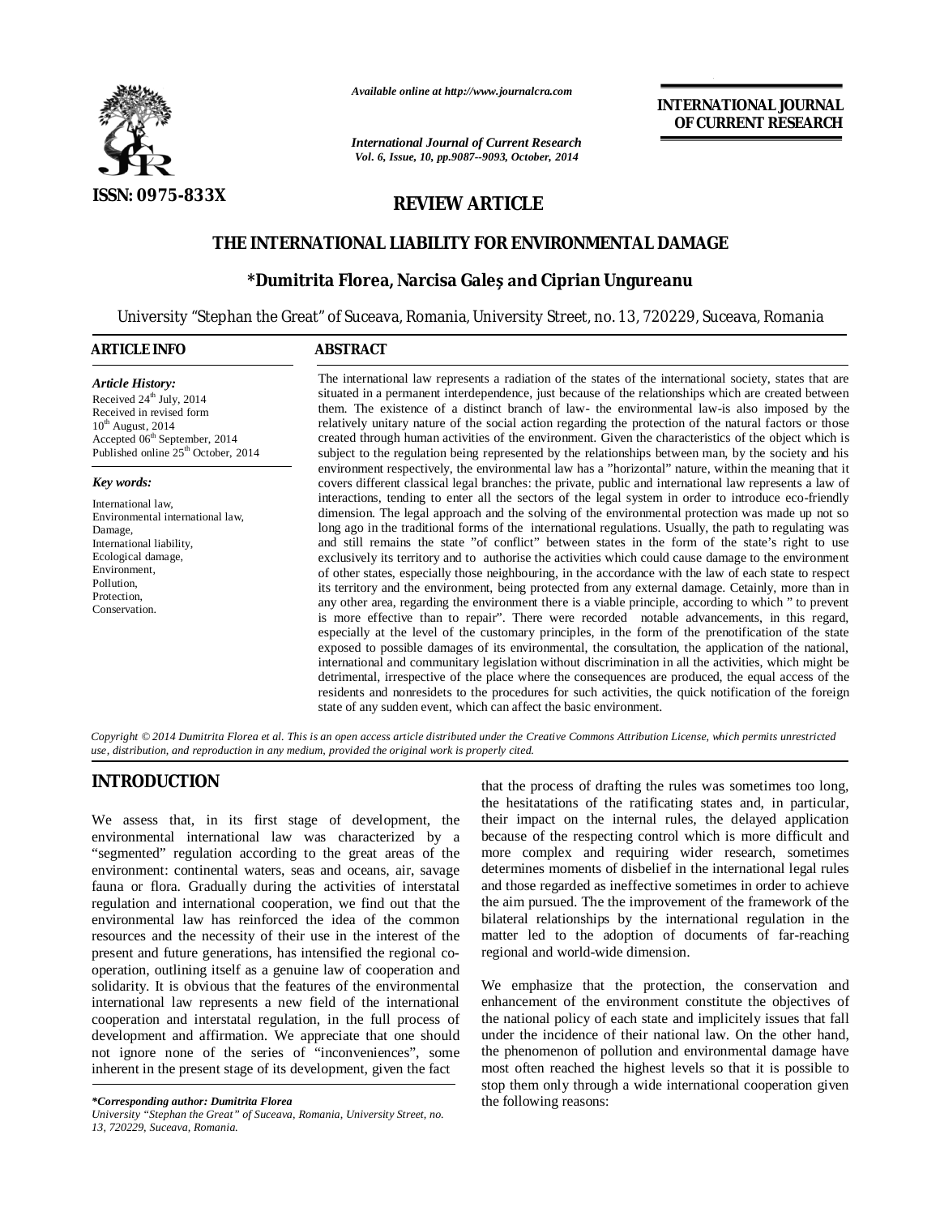Available online at http://www.journalcra.com

International Journal of Current Research

ISSN: 0975-833X

INTERNATIONAL JOURNAL OF CURRENT RESEARCH

## REVIEW ARTICLE

# THE INTERNATIONAL LIABILITY FOR ENVIRONMENTAL DAMAGE

**\*Dumitrita Florea, Narcisa Galeş and Ciprian Ungureanu**

University "Stephan the Great" of Suceava, Romania, University Street, no. 13, 720229, Suceava, Romania

### ARTICLE INFO

***Article History:***

Received 24[th] July, 2014
Received in revised form
10[th] August, 2014
Accepted 06[th] September, 2014
Published online 25[th] October, 2014

***Key words:***

International law,
Environmental international law,
Damage,
International liability,
Ecological damage,
Environment,
Pollution,
Protection,
Conservation.

### ABSTRACT

The international law represents a radiation of the states of the international society, states that are situated in a permanent interdependence, just because of the relationships which are created between them. The existence of a distinct branch of law- the environmental law-is also imposed by the relatively unitary nature of the social action regarding the protection of the natural factors or those created through human activities of the environment. Given the characteristics of the object which is subject to the regulation being represented by the relationships between man, by the society and his environment respectively, the environmental law has a "horizontal" nature, within the meaning that it covers different classical legal branches: the private, public and international law represents a law of interactions, tending to enter all the sectors of the legal system in order to introduce eco-friendly dimension. The legal approach and the solving of the environmental protection was made up not so long ago in the traditional forms of the international regulations. Usually, the path to regulating was and still remains the state "of conflict" between states in the form of the state's right to use exclusively its territory and to authorise the activities which could cause damage to the environment of other states, especially those neighbouring, in the accordance with the law of each state to respect its territory and the environment, being protected from any external damage. Cetainly, more than in any other area, regarding the environment there is a viable principle, according to which " to prevent is more effective than to repair". There were recorded notable advancements, in this regard, especially at the level of the customary principles, in the form of the prenotification of the state exposed to possible damages of its environmental, the consultation, the application of the national, international and communitary legislation without discrimination in all the activities, which might be detrimental, irrespective of the place where the consequences are produced, the equal access of the residents and nonresidets to the procedures for such activities, the quick notification of the foreign state of any sudden event, which can affect the basic environment.

*Copyright © 2014 Dumitrita Florea et al. This is an open access article distributed under the Creative Commons Attribution License, which permits unrestricted use, distribution, and reproduction in any medium, provided the original work is properly cited.*

## INTRODUCTION

We assess that, in its first stage of development, the environmental international law was characterized by a "segmented" regulation according to the great areas of the environment: continental waters, seas and oceans, air, savage fauna or flora. Gradually during the activities of interstatal regulation and international cooperation, we find out that the environmental law has reinforced the idea of the common resources and the necessity of their use in the interest of the present and future generations, has intensified the regional co-operation, outlining itself as a genuine law of cooperation and solidarity. It is obvious that the features of the environmental international law represents a new field of the international cooperation and interstatal regulation, in the full process of development and affirmation. We appreciate that one should not ignore none of the series of "inconveniences", some inherent in the present stage of its development, given the fact that the process of drafting the rules was sometimes too long, the hesitatations of the ratificating states and, in particular, their impact on the internal rules, the delayed application because of the respecting control which is more difficult and more complex and requiring wider research, sometimes determines moments of disbelief in the international legal rules and those regarded as ineffective sometimes in order to achieve the aim pursued. The the improvement of the framework of the bilateral relationships by the international regulation in the matter led to the adoption of documents of far-reaching regional and world-wide dimension.

We emphasize that the protection, the conservation and enhancement of the environment constitute the objectives of the national policy of each state and implicitely issues that fall under the incidence of their national law. On the other hand, the phenomenon of pollution and environmental damage have most often reached the highest levels so that it is possible to stop them only through a wide international cooperation given the following reasons:

***\*Corresponding author: Dumitrita Florea***
*University "Stephan the Great" of Suceava, Romania, University Street, no. 13, 720229, Suceava, Romania.*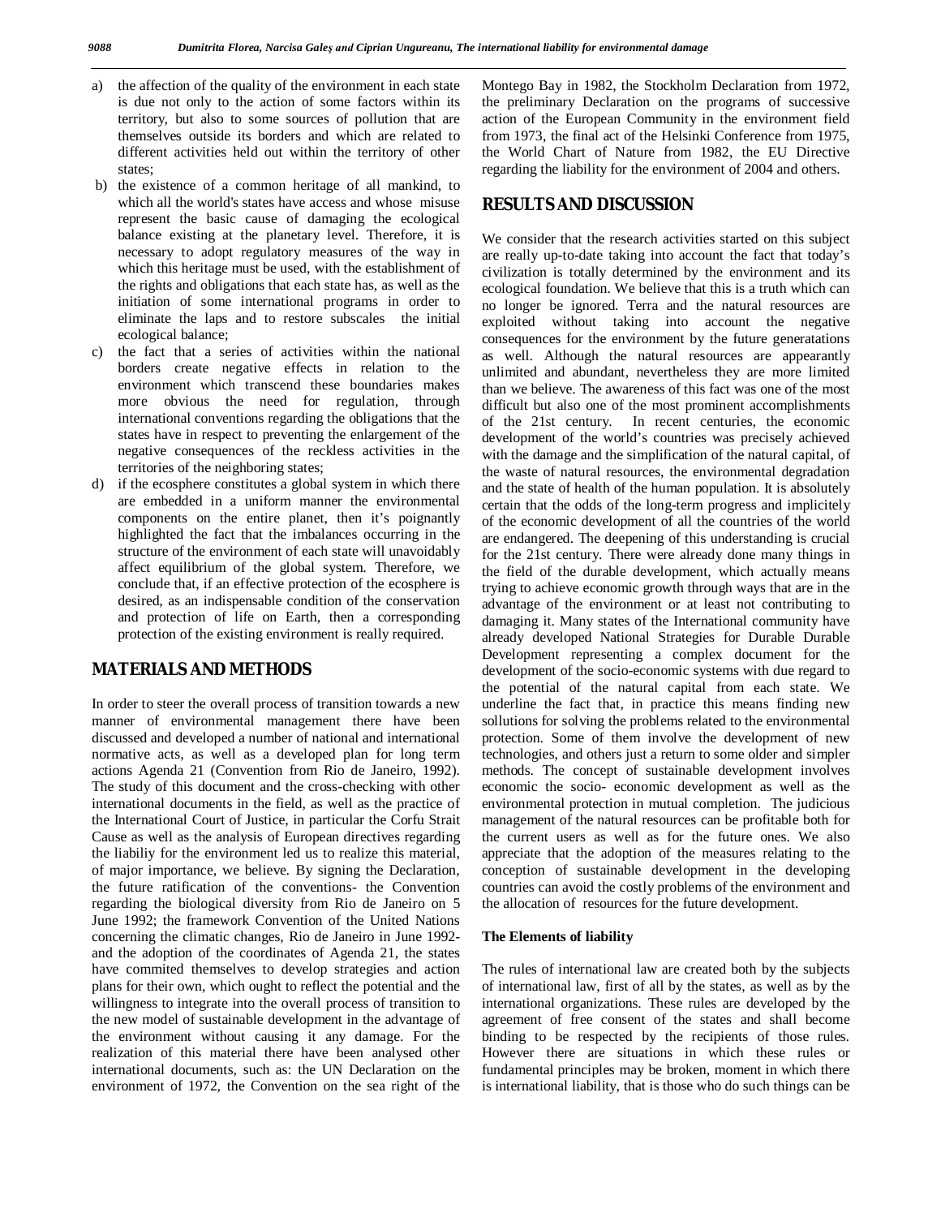a) the affection of the quality of the environment in each state is due not only to the action of some factors within its territory, but also to some sources of pollution that are themselves outside its borders and which are related to different activities held out within the territory of other states;
b) the existence of a common heritage of all mankind, to which all the world's states have access and whose misuse represent the basic cause of damaging the ecological balance existing at the planetary level. Therefore, it is necessary to adopt regulatory measures of the way in which this heritage must be used, with the establishment of the rights and obligations that each state has, as well as the initiation of some international programs in order to eliminate the laps and to restore subscales the initial ecological balance;
c) the fact that a series of activities within the national borders create negative effects in relation to the environment which transcend these boundaries makes more obvious the need for regulation, through international conventions regarding the obligations that the states have in respect to preventing the enlargement of the negative consequences of the reckless activities in the territories of the neighboring states;
d) if the ecosphere constitutes a global system in which there are embedded in a uniform manner the environmental components on the entire planet, then it's poignantly highlighted the fact that the imbalances occurring in the structure of the environment of each state will unavoidably affect equilibrium of the global system. Therefore, we conclude that, if an effective protection of the ecosphere is desired, as an indispensable condition of the conservation and protection of life on Earth, then a corresponding protection of the existing environment is really required.

## MATERIALS AND METHODS

In order to steer the overall process of transition towards a new manner of environmental management there have been discussed and developed a number of national and international normative acts, as well as a developed plan for long term actions Agenda 21 (Convention from Rio de Janeiro, 1992). The study of this document and the cross-checking with other international documents in the field, as well as the practice of the International Court of Justice, in particular the Corfu Strait Cause as well as the analysis of European directives regarding the liabiliy for the environment led us to realize this material, of major importance, we believe. By signing the Declaration, the future ratification of the conventions- the Convention regarding the biological diversity from Rio de Janeiro on 5 June 1992; the framework Convention of the United Nations concerning the climatic changes, Rio de Janeiro in June 1992- and the adoption of the coordinates of Agenda 21, the states have commited themselves to develop strategies and action plans for their own, which ought to reflect the potential and the willingness to integrate into the overall process of transition to the new model of sustainable development in the advantage of the environment without causing it any damage. For the realization of this material there have been analysed other international documents, such as: the UN Declaration on the environment of 1972, the Convention on the sea right of the Montego Bay in 1982, the Stockholm Declaration from 1972, the preliminary Declaration on the programs of successive action of the European Community in the environment field from 1973, the final act of the Helsinki Conference from 1975, the World Chart of Nature from 1982, the EU Directive regarding the liability for the environment of 2004 and others.

## RESULTS AND DISCUSSION

We consider that the research activities started on this subject are really up-to-date taking into account the fact that today's civilization is totally determined by the environment and its ecological foundation. We believe that this is a truth which can no longer be ignored. Terra and the natural resources are exploited without taking into account the negative consequences for the environment by the future generatations as well. Although the natural resources are appearantly unlimited and abundant, nevertheless they are more limited than we believe. The awareness of this fact was one of the most difficult but also one of the most prominent accomplishments of the 21st century. In recent centuries, the economic development of the world's countries was precisely achieved with the damage and the simplification of the natural capital, of the waste of natural resources, the environmental degradation and the state of health of the human population. It is absolutely certain that the odds of the long-term progress and implicitely of the economic development of all the countries of the world are endangered. The deepening of this understanding is crucial for the 21st century. There were already done many things in the field of the durable development, which actually means trying to achieve economic growth through ways that are in the advantage of the environment or at least not contributing to damaging it. Many states of the International community have already developed National Strategies for Durable Durable Development representing a complex document for the development of the socio-economic systems with due regard to the potential of the natural capital from each state. We underline the fact that, in practice this means finding new sollutions for solving the problems related to the environmental protection. Some of them involve the development of new technologies, and others just a return to some older and simpler methods. The concept of sustainable development involves economic the socio- economic development as well as the environmental protection in mutual completion. The judicious management of the natural resources can be profitable both for the current users as well as for the future ones. We also appreciate that the adoption of the measures relating to the conception of sustainable development in the developing countries can avoid the costly problems of the environment and the allocation of resources for the future development.

### The Elements of liability

The rules of international law are created both by the subjects of international law, first of all by the states, as well as by the international organizations. These rules are developed by the agreement of free consent of the states and shall become binding to be respected by the recipients of those rules. However there are situations in which these rules or fundamental principles may be broken, moment in which there is international liability, that is those who do such things can be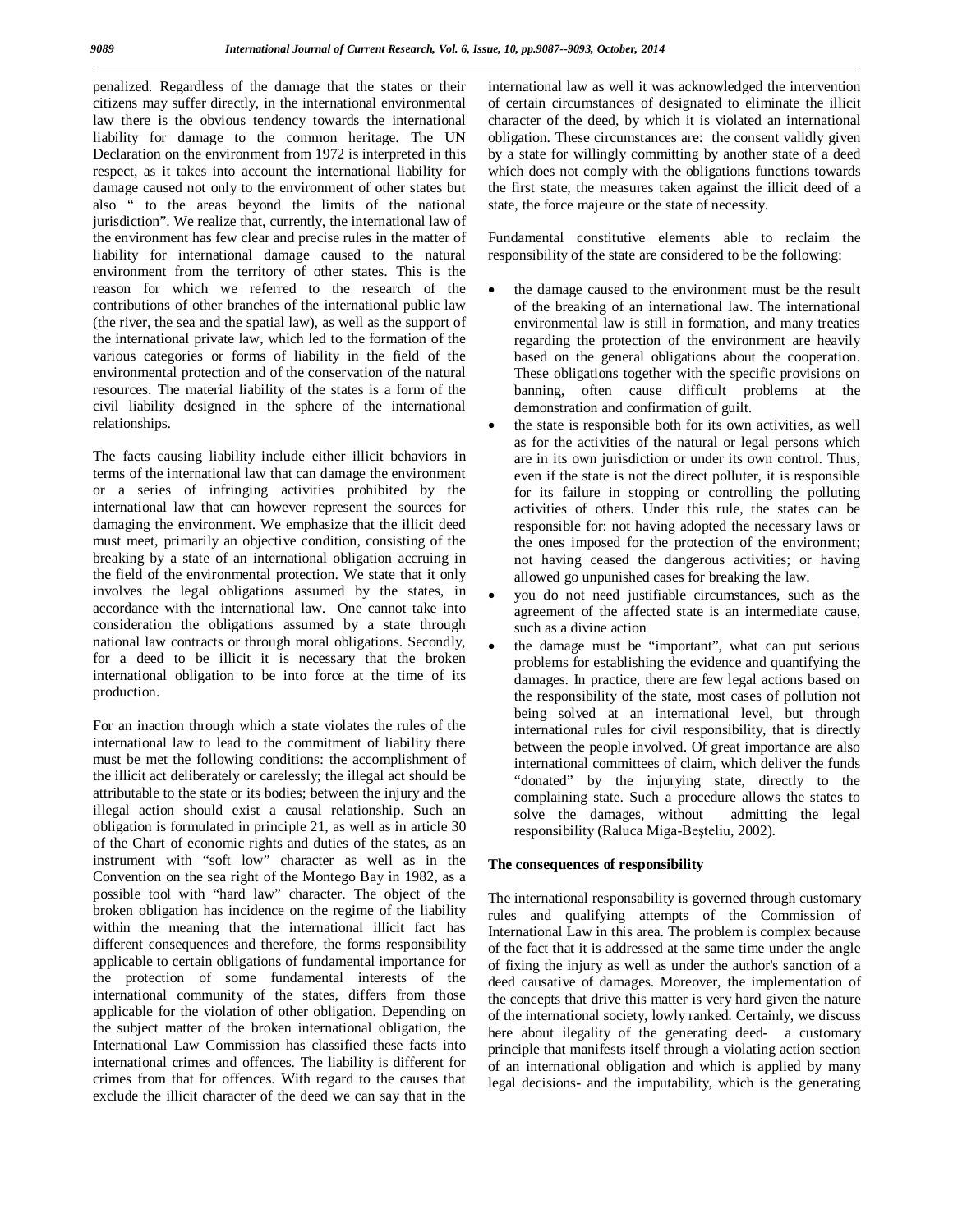penalized. Regardless of the damage that the states or their citizens may suffer directly, in the international environmental law there is the obvious tendency towards the international liability for damage to the common heritage. The UN Declaration on the environment from 1972 is interpreted in this respect, as it takes into account the international liability for damage caused not only to the environment of other states but also " to the areas beyond the limits of the national jurisdiction". We realize that, currently, the international law of the environment has few clear and precise rules in the matter of liability for international damage caused to the natural environment from the territory of other states. This is the reason for which we referred to the research of the contributions of other branches of the international public law (the river, the sea and the spatial law), as well as the support of the international private law, which led to the formation of the various categories or forms of liability in the field of the environmental protection and of the conservation of the natural resources. The material liability of the states is a form of the civil liability designed in the sphere of the international relationships.

The facts causing liability include either illicit behaviors in terms of the international law that can damage the environment or a series of infringing activities prohibited by the international law that can however represent the sources for damaging the environment. We emphasize that the illicit deed must meet, primarily an objective condition, consisting of the breaking by a state of an international obligation accruing in the field of the environmental protection. We state that it only involves the legal obligations assumed by the states, in accordance with the international law. One cannot take into consideration the obligations assumed by a state through national law contracts or through moral obligations. Secondly, for a deed to be illicit it is necessary that the broken international obligation to be into force at the time of its production.

For an inaction through which a state violates the rules of the international law to lead to the commitment of liability there must be met the following conditions: the accomplishment of the illicit act deliberately or carelessly; the illegal act should be attributable to the state or its bodies; between the injury and the illegal action should exist a causal relationship. Such an obligation is formulated in principle 21, as well as in article 30 of the Chart of economic rights and duties of the states, as an instrument with "soft low" character as well as in the Convention on the sea right of the Montego Bay in 1982, as a possible tool with "hard law" character. The object of the broken obligation has incidence on the regime of the liability within the meaning that the international illicit fact has different consequences and therefore, the forms responsibility applicable to certain obligations of fundamental importance for the protection of some fundamental interests of the international community of the states, differs from those applicable for the violation of other obligation. Depending on the subject matter of the broken international obligation, the International Law Commission has classified these facts into international crimes and offences. The liability is different for crimes from that for offences. With regard to the causes that exclude the illicit character of the deed we can say that in the international law as well it was acknowledged the intervention of certain circumstances of designated to eliminate the illicit character of the deed, by which it is violated an international obligation. These circumstances are: the consent validly given by a state for willingly committing by another state of a deed which does not comply with the obligations functions towards the first state, the measures taken against the illicit deed of a state, the force majeure or the state of necessity.

Fundamental constitutive elements able to reclaim the responsibility of the state are considered to be the following:

- the damage caused to the environment must be the result of the breaking of an international law. The international environmental law is still in formation, and many treaties regarding the protection of the environment are heavily based on the general obligations about the cooperation. These obligations together with the specific provisions on banning, often cause difficult problems at the demonstration and confirmation of guilt.
- the state is responsible both for its own activities, as well as for the activities of the natural or legal persons which are in its own jurisdiction or under its own control. Thus, even if the state is not the direct polluter, it is responsible for its failure in stopping or controlling the polluting activities of others. Under this rule, the states can be responsible for: not having adopted the necessary laws or the ones imposed for the protection of the environment; not having ceased the dangerous activities; or having allowed go unpunished cases for breaking the law.
- you do not need justifiable circumstances, such as the agreement of the affected state is an intermediate cause, such as a divine action
- the damage must be "important", what can put serious problems for establishing the evidence and quantifying the damages. In practice, there are few legal actions based on the responsibility of the state, most cases of pollution not being solved at an international level, but through international rules for civil responsibility, that is directly between the people involved. Of great importance are also international committees of claim, which deliver the funds "donated" by the injurying state, directly to the complaining state. Such a procedure allows the states to solve the damages, without admitting the legal responsibility (Raluca Miga-Beşteliu, 2002).

**The consequences of responsibility**

The international responsability is governed through customary rules and qualifying attempts of the Commission of International Law in this area. The problem is complex because of the fact that it is addressed at the same time under the angle of fixing the injury as well as under the author's sanction of a deed causative of damages. Moreover, the implementation of the concepts that drive this matter is very hard given the nature of the international society, lowly ranked. Certainly, we discuss here about ilegality of the generating deed- a customary principle that manifests itself through a violating action section of an international obligation and which is applied by many legal decisions- and the imputability, which is the generating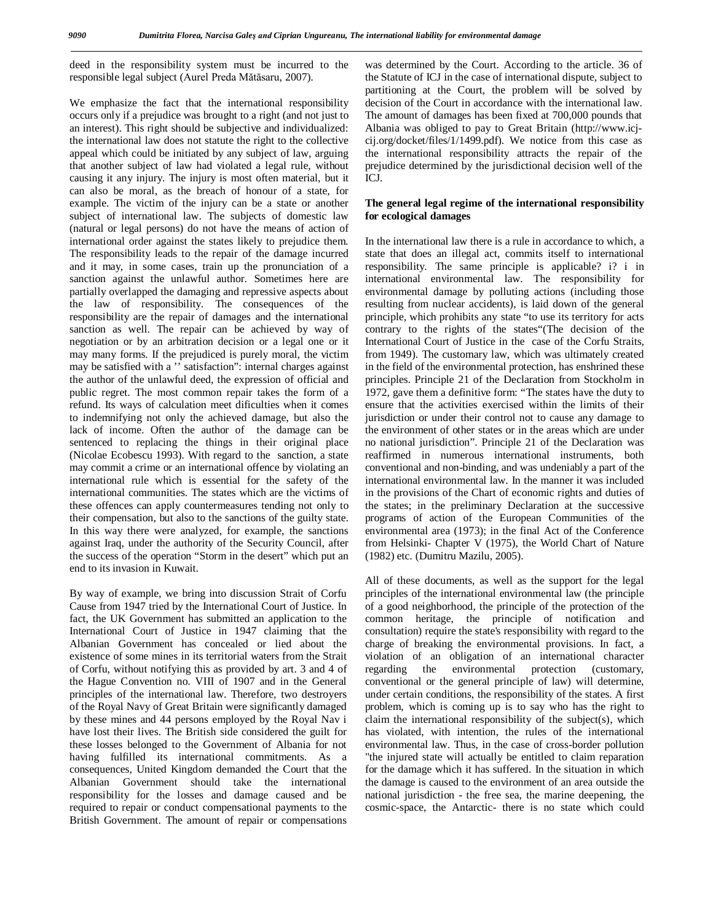deed in the responsibility system must be incurred to the responsible legal subject (Aurel Preda Mătăsaru, 2007).

We emphasize the fact that the international responsibility occurs only if a prejudice was brought to a right (and not just to an interest). This right should be subjective and individualized: the international law does not statute the right to the collective appeal which could be initiated by any subject of law, arguing that another subject of law had violated a legal rule, without causing it any injury. The injury is most often material, but it can also be moral, as the breach of honour of a state, for example. The victim of the injury can be a state or another subject of international law. The subjects of domestic law (natural or legal persons) do not have the means of action of international order against the states likely to prejudice them. The responsibility leads to the repair of the damage incurred and it may, in some cases, train up the pronunciation of a sanction against the unlawful author. Sometimes here are partially overlapped the damaging and repressive aspects about the law of responsibility. The consequences of the responsibility are the repair of damages and the international sanction as well. The repair can be achieved by way of negotiation or by an arbitration decision or a legal one or it may many forms. If the prejudiced is purely moral, the victim may be satisfied with a '' satisfaction": internal charges against the author of the unlawful deed, the expression of official and public regret. The most common repair takes the form of a refund. Its ways of calculation meet dificulties when it comes to indemnifying not only the achieved damage, but also the lack of income. Often the author of the damage can be sentenced to replacing the things in their original place (Nicolae Ecobescu 1993). With regard to the sanction, a state may commit a crime or an international offence by violating an international rule which is essential for the safety of the international communities. The states which are the victims of these offences can apply countermeasures tending not only to their compensation, but also to the sanctions of the guilty state. In this way there were analyzed, for example, the sanctions against Iraq, under the authority of the Security Council, after the success of the operation "Storm in the desert" which put an end to its invasion in Kuwait.

By way of example, we bring into discussion Strait of Corfu Cause from 1947 tried by the International Court of Justice. In fact, the UK Government has submitted an application to the International Court of Justice in 1947 claiming that the Albanian Government has concealed or lied about the existence of some mines in its territorial waters from the Strait of Corfu, without notifying this as provided by art. 3 and 4 of the Hague Convention no. VIII of 1907 and in the General principles of the international law. Therefore, two destroyers of the Royal Navy of Great Britain were significantly damaged by these mines and 44 persons employed by the Royal Nav i have lost their lives. The British side considered the guilt for these losses belonged to the Government of Albania for not having fulfilled its international commitments. As a consequences, United Kingdom demanded the Court that the Albanian Government should take the international responsibility for the losses and damage caused and be required to repair or conduct compensational payments to the British Government. The amount of repair or compensations was determined by the Court. According to the article. 36 of the Statute of ICJ in the case of international dispute, subject to partitioning at the Court, the problem will be solved by decision of the Court in accordance with the international law. The amount of damages has been fixed at 700,000 pounds that Albania was obliged to pay to Great Britain (http://www.icj-cij.org/docket/files/1/1499.pdf). We notice from this case as the international responsibility attracts the repair of the prejudice determined by the jurisdictional decision well of the ICJ.

**The general legal regime of the international responsibility for ecological damages**

In the international law there is a rule in accordance to which, a state that does an illegal act, commits itself to international responsibility. The same principle is applicable? i? i in international environmental law. The responsibility for environmental damage by polluting actions (including those resulting from nuclear accidents), is laid down of the general principle, which prohibits any state "to use its territory for acts contrary to the rights of the states"(The decision of the International Court of Justice in the case of the Corfu Straits, from 1949). The customary law, which was ultimately created in the field of the environmental protection, has enshrined these principles. Principle 21 of the Declaration from Stockholm in 1972, gave them a definitive form: "The states have the duty to ensure that the activities exercised within the limits of their jurisdiction or under their control not to cause any damage to the environment of other states or in the areas which are under no national jurisdiction". Principle 21 of the Declaration was reaffirmed in numerous international instruments, both conventional and non-binding, and was undeniably a part of the international environmental law. In the manner it was included in the provisions of the Chart of economic rights and duties of the states; in the preliminary Declaration at the successive programs of action of the European Communities of the environmental area (1973); in the final Act of the Conference from Helsinki- Chapter V (1975), the World Chart of Nature (1982) etc. (Dumitru Mazilu, 2005).

All of these documents, as well as the support for the legal principles of the international environmental law (the principle of a good neighborhood, the principle of the protection of the common heritage, the principle of notification and consultation) require the state's responsibility with regard to the charge of breaking the environmental provisions. In fact, a violation of an obligation of an international character regarding the environmental protection (customary, conventional or the general principle of law) will determine, under certain conditions, the responsibility of the states. A first problem, which is coming up is to say who has the right to claim the international responsibility of the subject(s), which has violated, with intention, the rules of the international environmental law. Thus, in the case of cross-border pollution "the injured state will actually be entitled to claim reparation for the damage which it has suffered. In the situation in which the damage is caused to the environment of an area outside the national jurisdiction - the free sea, the marine deepening, the cosmic-space, the Antarctic- there is no state which could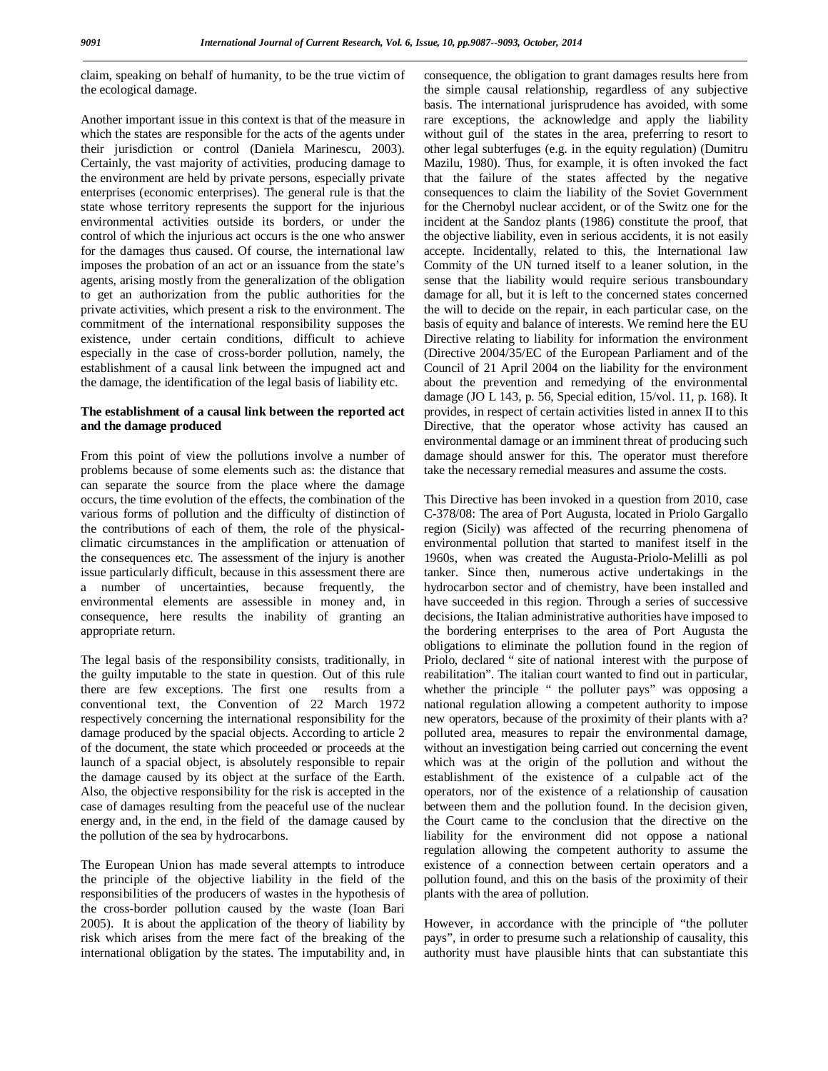claim, speaking on behalf of humanity, to be the true victim of the ecological damage.

Another important issue in this context is that of the measure in which the states are responsible for the acts of the agents under their jurisdiction or control (Daniela Marinescu, 2003). Certainly, the vast majority of activities, producing damage to the environment are held by private persons, especially private enterprises (economic enterprises). The general rule is that the state whose territory represents the support for the injurious environmental activities outside its borders, or under the control of which the injurious act occurs is the one who answer for the damages thus caused. Of course, the international law imposes the probation of an act or an issuance from the state's agents, arising mostly from the generalization of the obligation to get an authorization from the public authorities for the private activities, which present a risk to the environment. The commitment of the international responsibility supposes the existence, under certain conditions, difficult to achieve especially in the case of cross-border pollution, namely, the establishment of a causal link between the impugned act and the damage, the identification of the legal basis of liability etc.

### The establishment of a causal link between the reported act and the damage produced

From this point of view the pollutions involve a number of problems because of some elements such as: the distance that can separate the source from the place where the damage occurs, the time evolution of the effects, the combination of the various forms of pollution and the difficulty of distinction of the contributions of each of them, the role of the physical-climatic circumstances in the amplification or attenuation of the consequences etc. The assessment of the injury is another issue particularly difficult, because in this assessment there are a number of uncertainties, because frequently, the environmental elements are assessible in money and, in consequence, here results the inability of granting an appropriate return.

The legal basis of the responsibility consists, traditionally, in the guilty imputable to the state in question. Out of this rule there are few exceptions. The first one results from a conventional text, the Convention of 22 March 1972 respectively concerning the international responsibility for the damage produced by the spacial objects. According to article 2 of the document, the state which proceeded or proceeds at the launch of a spacial object, is absolutely responsible to repair the damage caused by its object at the surface of the Earth. Also, the objective responsibility for the risk is accepted in the case of damages resulting from the peaceful use of the nuclear energy and, in the end, in the field of the damage caused by the pollution of the sea by hydrocarbons.

The European Union has made several attempts to introduce the principle of the objective liability in the field of the responsibilities of the producers of wastes in the hypothesis of the cross-border pollution caused by the waste (Ioan Bari 2005). It is about the application of the theory of liability by risk which arises from the mere fact of the breaking of the international obligation by the states. The imputability and, in consequence, the obligation to grant damages results here from the simple causal relationship, regardless of any subjective basis. The international jurisprudence has avoided, with some rare exceptions, the acknowledge and apply the liability without guil of the states in the area, preferring to resort to other legal subterfuges (e.g. in the equity regulation) (Dumitru Mazilu, 1980). Thus, for example, it is often invoked the fact that the failure of the states affected by the negative consequences to claim the liability of the Soviet Government for the Chernobyl nuclear accident, or of the Switz one for the incident at the Sandoz plants (1986) constitute the proof, that the objective liability, even in serious accidents, it is not easily accepte. Incidentally, related to this, the International law Commity of the UN turned itself to a leaner solution, in the sense that the liability would require serious transboundary damage for all, but it is left to the concerned states concerned the will to decide on the repair, in each particular case, on the basis of equity and balance of interests. We remind here the EU Directive relating to liability for information the environment (Directive 2004/35/EC of the European Parliament and of the Council of 21 April 2004 on the liability for the environment about the prevention and remedying of the environmental damage (JO L 143, p. 56, Special edition, 15/vol. 11, p. 168). It provides, in respect of certain activities listed in annex II to this Directive, that the operator whose activity has caused an environmental damage or an imminent threat of producing such damage should answer for this. The operator must therefore take the necessary remedial measures and assume the costs.

This Directive has been invoked in a question from 2010, case C-378/08: The area of Port Augusta, located in Priolo Gargallo region (Sicily) was affected of the recurring phenomena of environmental pollution that started to manifest itself in the 1960s, when was created the Augusta-Priolo-Melilli as pol tanker. Since then, numerous active undertakings in the hydrocarbon sector and of chemistry, have been installed and have succeeded in this region. Through a series of successive decisions, the Italian administrative authorities have imposed to the bordering enterprises to the area of Port Augusta the obligations to eliminate the pollution found in the region of Priolo, declared " site of national interest with the purpose of reabilitation". The italian court wanted to find out in particular, whether the principle " the polluter pays" was opposing a national regulation allowing a competent authority to impose new operators, because of the proximity of their plants with a? polluted area, measures to repair the environmental damage, without an investigation being carried out concerning the event which was at the origin of the pollution and without the establishment of the existence of a culpable act of the operators, nor of the existence of a relationship of causation between them and the pollution found. In the decision given, the Court came to the conclusion that the directive on the liability for the environment did not oppose a national regulation allowing the competent authority to assume the existence of a connection between certain operators and a pollution found, and this on the basis of the proximity of their plants with the area of pollution.

However, in accordance with the principle of "the polluter pays", in order to presume such a relationship of causality, this authority must have plausible hints that can substantiate this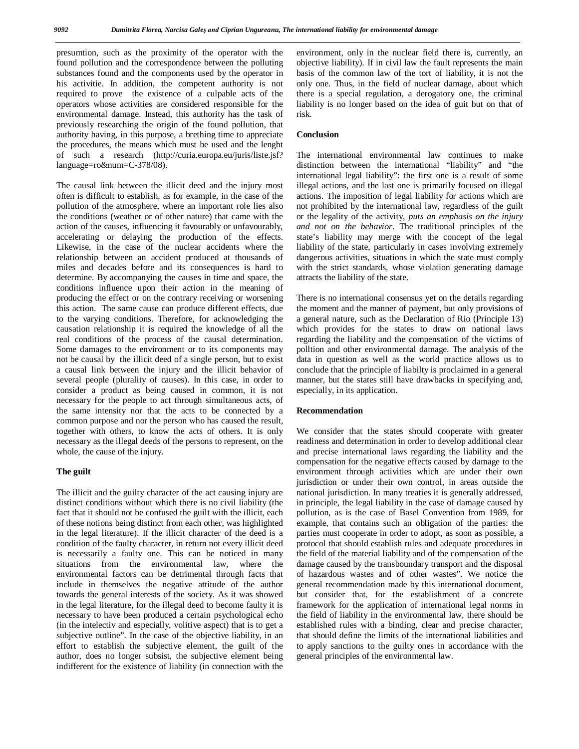presumtion, such as the proximity of the operator with the found pollution and the correspondence between the polluting substances found and the components used by the operator in his activitie. In addition, the competent authority is not required to prove the existence of a culpable acts of the operators whose activities are considered responsible for the environmental damage. Instead, this authority has the task of previously researching the origin of the found pollution, that authority having, in this purpose, a brething time to appreciate the procedures, the means which must be used and the lenght of such a research (http://curia.europa.eu/juris/liste.jsf?language=ro&num=C-378/08).

The causal link between the illicit deed and the injury most often is difficult to establish, as for example, in the case of the pollution of the atmosphere, where an important role lies also the conditions (weather or of other nature) that came with the action of the causes, influencing it favourably or unfavourably, accelerating or delaying the production of the effects. Likewise, in the case of the nuclear accidents where the relationship between an accident produced at thousands of miles and decades before and its consequences is hard to determine. By accompanying the causes in time and space, the conditions influence upon their action in the meaning of producing the effect or on the contrary receiving or worsening this action. The same cause can produce different effects, due to the varying conditions. Therefore, for acknowledging the causation relationship it is required the knowledge of all the real conditions of the process of the causal determination. Some damages to the environment or to its components may not be causal by the illicit deed of a single person, but to exist a causal link between the injury and the illicit behavior of several people (plurality of causes). In this case, in order to consider a product as being caused in common, it is not necessary for the people to act through simultaneous acts, of the same intensity nor that the acts to be connected by a common purpose and nor the person who has caused the result, together with others, to know the acts of others. It is only necessary as the illegal deeds of the persons to represent, on the whole, the cause of the injury.

## The guilt

The illicit and the guilty character of the act causing injury are distinct conditions without which there is no civil liability (the fact that it should not be confused the guilt with the illicit, each of these notions being distinct from each other, was highlighted in the legal literature). If the illicit character of the deed is a condition of the faulty character, in return not every illicit deed is necessarily a faulty one. This can be noticed in many situations from the environmental law, where the environmental factors can be detrimental through facts that include in themselves the negative attitude of the author towards the general interests of the society. As it was showed in the legal literature, for the illegal deed to become faulty it is necessary to have been produced a certain psychological echo (in the intelectiv and especially, volitive aspect) that is to get a subjective outline". In the case of the objective liability, in an effort to establish the subjective element, the guilt of the author, does no longer subsist, the subjective element being indifferent for the existence of liability (in connection with the environment, only in the nuclear field there is, currently, an objective liability). If in civil law the fault represents the main basis of the common law of the tort of liability, it is not the only one. Thus, in the field of nuclear damage, about which there is a special regulation, a derogatory one, the criminal liability is no longer based on the idea of guit but on that of risk.

## Conclusion

The international environmental law continues to make distinction between the international "liability" and "the international legal liability": the first one is a result of some illegal actions, and the last one is primarily focused on illegal actions. The imposition of legal liability for actions which are not prohibited by the international law, regardless of the guilt or the legality of the activity, *puts an emphasis on the injury and not on the behavior*. The traditional principles of the state's liability may merge with the concept of the legal liability of the state, particularly in cases involving extremely dangerous activities, situations in which the state must comply with the strict standards, whose violation generating damage attracts the liability of the state.

There is no international consensus yet on the details regarding the moment and the manner of payment, but only provisions of a general nature, such as the Declaration of Rio (Principle 13) which provides for the states to draw on national laws regarding the liability and the compensation of the victims of polltion and other environmental damage. The analysis of the data in question as well as the world practice allows us to conclude that the principle of liabilty is proclaimed in a general manner, but the states still have drawbacks in specifying and, especially, in its application.

## Recommendation

We consider that the states should cooperate with greater readiness and determination in order to develop additional clear and precise international laws regarding the liability and the compensation for the negative effects caused by damage to the environment through activities which are under their own jurisdiction or under their own control, in areas outside the national jurisdiction. In many treaties it is generally addressed, in principle, the legal liability in the case of damage caused by pollution, as is the case of Basel Convention from 1989, for example, that contains such an obligation of the parties: the parties must cooperate in order to adopt, as soon as possible, a protocol that should establish rules and adequate procedures in the field of the material liability and of the compensation of the damage caused by the transboundary transport and the disposal of hazardous wastes and of other wastes". We notice the general recommendation made by this international document, but consider that, for the establishment of a concrete framework for the application of international legal norms in the field of liability in the environmental law, there should be established rules with a binding, clear and precise character, that should define the limits of the international liabilities and to apply sanctions to the guilty ones in accordance with the general principles of the environmental law.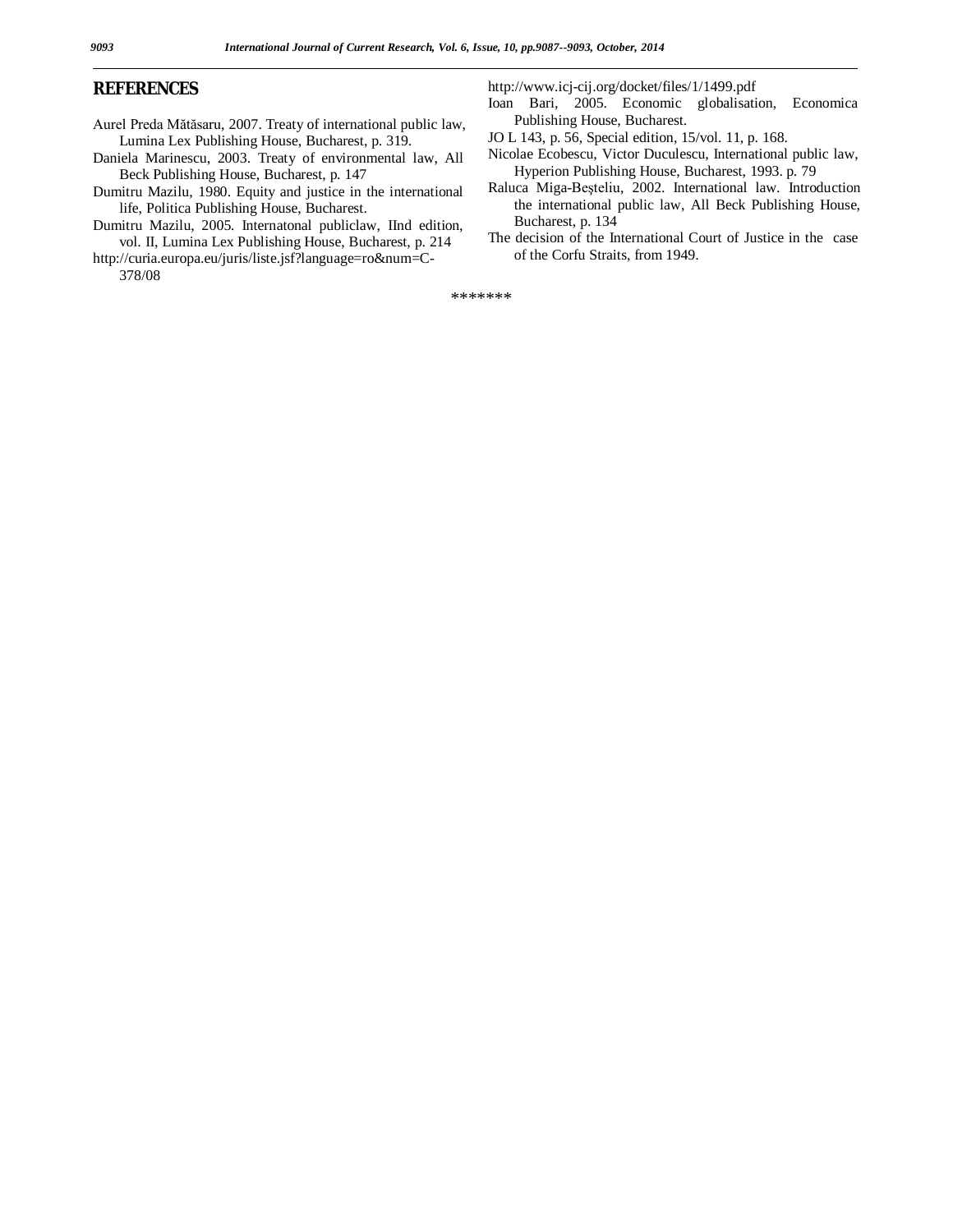## REFERENCES

Aurel Preda Mătăsaru, 2007. Treaty of international public law, Lumina Lex Publishing House, Bucharest, p. 319.

Daniela Marinescu, 2003. Treaty of environmental law, All Beck Publishing House, Bucharest, p. 147

Dumitru Mazilu, 1980. Equity and justice in the international life, Politica Publishing House, Bucharest.

Dumitru Mazilu, 2005. Internatonal publiclaw, IInd edition, vol. II, Lumina Lex Publishing House, Bucharest, p. 214

http://curia.europa.eu/juris/liste.jsf?language=ro&num=C-378/08

http://www.icj-cij.org/docket/files/1/1499.pdf

Ioan Bari, 2005. Economic globalisation, Economica Publishing House, Bucharest.

JO L 143, p. 56, Special edition, 15/vol. 11, p. 168.

Nicolae Ecobescu, Victor Duculescu, International public law, Hyperion Publishing House, Bucharest, 1993. p. 79

Raluca Miga-Beşteliu, 2002. International law. Introduction the international public law, All Beck Publishing House, Bucharest, p. 134

The decision of the International Court of Justice in the case of the Corfu Straits, from 1949.

*******